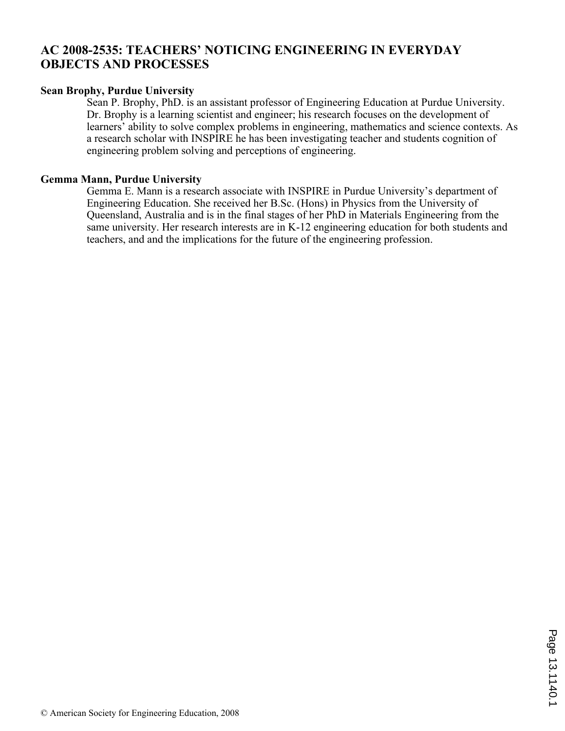# AC 2008-2535: TEACHERS' NOTICING ENGINEERING IN EVERYDAY OBJECTS AND PROCESSES

**Sean Brophy, Purdue University**

Sean P. Brophy, PhD. is an assistant professor of Engineering Education at Purdue University. Dr. Brophy is a learning scientist and engineer; his research focuses on the development of learners' ability to solve complex problems in engineering, mathematics and science contexts. As a research scholar with INSPIRE he has been investigating teacher and students cognition of engineering problem solving and perceptions of engineering.

**Gemma Mann, Purdue University**

Gemma E. Mann is a research associate with INSPIRE in Purdue University's department of Engineering Education. She received her B.Sc. (Hons) in Physics from the University of Queensland, Australia and is in the final stages of her PhD in Materials Engineering from the same university. Her research interests are in K-12 engineering education for both students and teachers, and and the implications for the future of the engineering profession.

© American Society for Engineering Education, 2008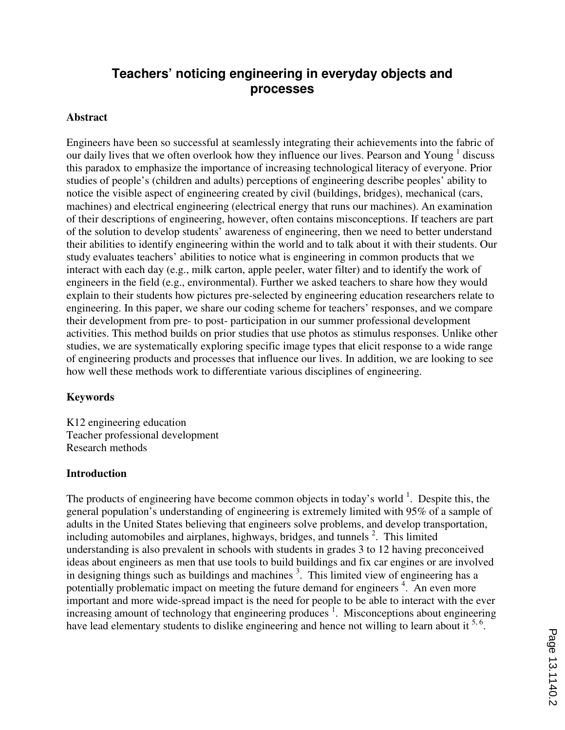# Teachers' noticing engineering in everyday objects and processes

## Abstract

Engineers have been so successful at seamlessly integrating their achievements into the fabric of our daily lives that we often overlook how they influence our lives. Pearson and Young [1] discuss this paradox to emphasize the importance of increasing technological literacy of everyone. Prior studies of people's (children and adults) perceptions of engineering describe peoples' ability to notice the visible aspect of engineering created by civil (buildings, bridges), mechanical (cars, machines) and electrical engineering (electrical energy that runs our machines). An examination of their descriptions of engineering, however, often contains misconceptions. If teachers are part of the solution to develop students' awareness of engineering, then we need to better understand their abilities to identify engineering within the world and to talk about it with their students. Our study evaluates teachers' abilities to notice what is engineering in common products that we interact with each day (e.g., milk carton, apple peeler, water filter) and to identify the work of engineers in the field (e.g., environmental). Further we asked teachers to share how they would explain to their students how pictures pre-selected by engineering education researchers relate to engineering. In this paper, we share our coding scheme for teachers' responses, and we compare their development from pre- to post- participation in our summer professional development activities. This method builds on prior studies that use photos as stimulus responses. Unlike other studies, we are systematically exploring specific image types that elicit response to a wide range of engineering products and processes that influence our lives. In addition, we are looking to see how well these methods work to differentiate various disciplines of engineering.

## Keywords

K12 engineering education
Teacher professional development
Research methods

## Introduction

The products of engineering have become common objects in today's world [1]. Despite this, the general population's understanding of engineering is extremely limited with 95% of a sample of adults in the United States believing that engineers solve problems, and develop transportation, including automobiles and airplanes, highways, bridges, and tunnels [2]. This limited understanding is also prevalent in schools with students in grades 3 to 12 having preconceived ideas about engineers as men that use tools to build buildings and fix car engines or are involved in designing things such as buildings and machines [3]. This limited view of engineering has a potentially problematic impact on meeting the future demand for engineers [4]. An even more important and more wide-spread impact is the need for people to be able to interact with the ever increasing amount of technology that engineering produces [1]. Misconceptions about engineering have lead elementary students to dislike engineering and hence not willing to learn about it [5, 6].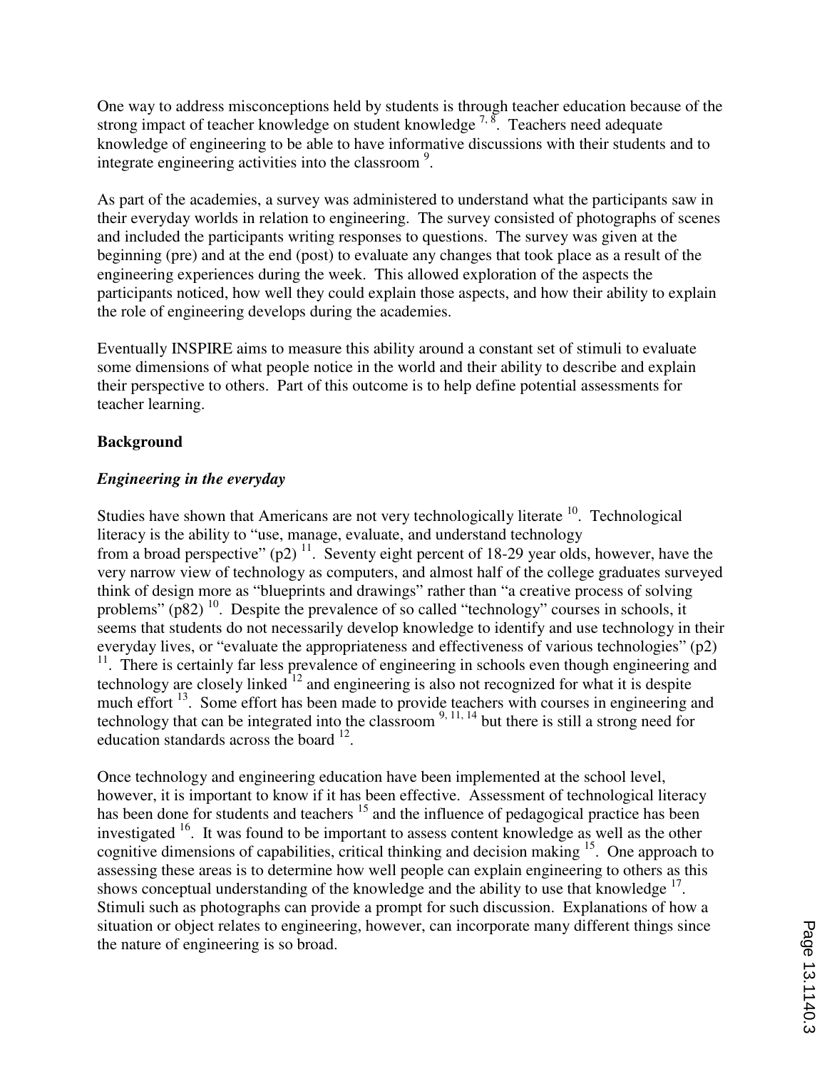One way to address misconceptions held by students is through teacher education because of the strong impact of teacher knowledge on student knowledge [7, 8]. Teachers need adequate knowledge of engineering to be able to have informative discussions with their students and to integrate engineering activities into the classroom [9].

As part of the academies, a survey was administered to understand what the participants saw in their everyday worlds in relation to engineering. The survey consisted of photographs of scenes and included the participants writing responses to questions. The survey was given at the beginning (pre) and at the end (post) to evaluate any changes that took place as a result of the engineering experiences during the week. This allowed exploration of the aspects the participants noticed, how well they could explain those aspects, and how their ability to explain the role of engineering develops during the academies.

Eventually INSPIRE aims to measure this ability around a constant set of stimuli to evaluate some dimensions of what people notice in the world and their ability to describe and explain their perspective to others. Part of this outcome is to help define potential assessments for teacher learning.

## Background

### *Engineering in the everyday*

Studies have shown that Americans are not very technologically literate [10]. Technological literacy is the ability to "use, manage, evaluate, and understand technology from a broad perspective" (p2) [11]. Seventy eight percent of 18-29 year olds, however, have the very narrow view of technology as computers, and almost half of the college graduates surveyed think of design more as "blueprints and drawings" rather than "a creative process of solving problems" (p82) [10]. Despite the prevalence of so called "technology" courses in schools, it seems that students do not necessarily develop knowledge to identify and use technology in their everyday lives, or "evaluate the appropriateness and effectiveness of various technologies" (p2) [11]. There is certainly far less prevalence of engineering in schools even though engineering and technology are closely linked [12] and engineering is also not recognized for what it is despite much effort [13]. Some effort has been made to provide teachers with courses in engineering and technology that can be integrated into the classroom [9, 11, 14] but there is still a strong need for education standards across the board [12].

Once technology and engineering education have been implemented at the school level, however, it is important to know if it has been effective. Assessment of technological literacy has been done for students and teachers [15] and the influence of pedagogical practice has been investigated [16]. It was found to be important to assess content knowledge as well as the other cognitive dimensions of capabilities, critical thinking and decision making [15]. One approach to assessing these areas is to determine how well people can explain engineering to others as this shows conceptual understanding of the knowledge and the ability to use that knowledge [17]. Stimuli such as photographs can provide a prompt for such discussion. Explanations of how a situation or object relates to engineering, however, can incorporate many different things since the nature of engineering is so broad.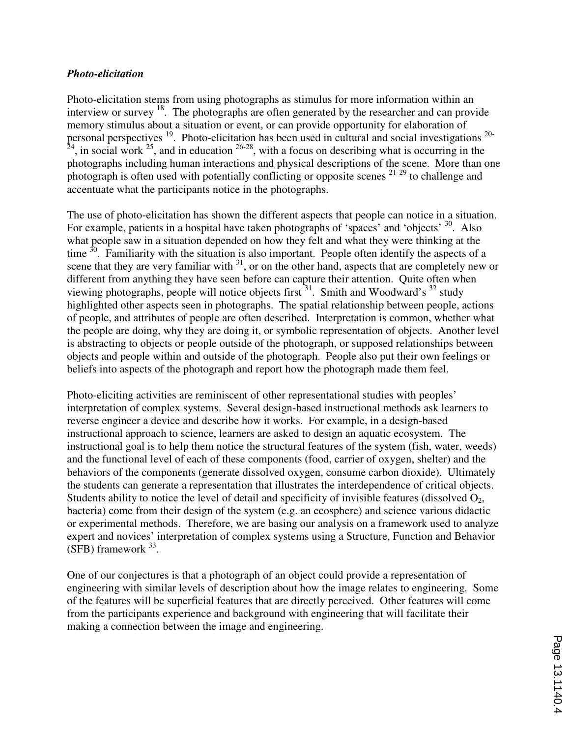### *Photo-elicitation*

Photo-elicitation stems from using photographs as stimulus for more information within an interview or survey [18]. The photographs are often generated by the researcher and can provide memory stimulus about a situation or event, or can provide opportunity for elaboration of personal perspectives [19]. Photo-elicitation has been used in cultural and social investigations [20-24], in social work [25], and in education [26-28], with a focus on describing what is occurring in the photographs including human interactions and physical descriptions of the scene. More than one photograph is often used with potentially conflicting or opposite scenes [21 29] to challenge and accentuate what the participants notice in the photographs.

The use of photo-elicitation has shown the different aspects that people can notice in a situation. For example, patients in a hospital have taken photographs of 'spaces' and 'objects' [30]. Also what people saw in a situation depended on how they felt and what they were thinking at the time [30]. Familiarity with the situation is also important. People often identify the aspects of a scene that they are very familiar with [31], or on the other hand, aspects that are completely new or different from anything they have seen before can capture their attention. Quite often when viewing photographs, people will notice objects first [31]. Smith and Woodward's [32] study highlighted other aspects seen in photographs. The spatial relationship between people, actions of people, and attributes of people are often described. Interpretation is common, whether what the people are doing, why they are doing it, or symbolic representation of objects. Another level is abstracting to objects or people outside of the photograph, or supposed relationships between objects and people within and outside of the photograph. People also put their own feelings or beliefs into aspects of the photograph and report how the photograph made them feel.

Photo-eliciting activities are reminiscent of other representational studies with peoples' interpretation of complex systems. Several design-based instructional methods ask learners to reverse engineer a device and describe how it works. For example, in a design-based instructional approach to science, learners are asked to design an aquatic ecosystem. The instructional goal is to help them notice the structural features of the system (fish, water, weeds) and the functional level of each of these components (food, carrier of oxygen, shelter) and the behaviors of the components (generate dissolved oxygen, consume carbon dioxide). Ultimately the students can generate a representation that illustrates the interdependence of critical objects. Students ability to notice the level of detail and specificity of invisible features (dissolved $O_2$, bacteria) come from their design of the system (e.g. an ecosphere) and science various didactic or experimental methods. Therefore, we are basing our analysis on a framework used to analyze expert and novices' interpretation of complex systems using a Structure, Function and Behavior (SFB) framework [33].

One of our conjectures is that a photograph of an object could provide a representation of engineering with similar levels of description about how the image relates to engineering. Some of the features will be superficial features that are directly perceived. Other features will come from the participants experience and background with engineering that will facilitate their making a connection between the image and engineering.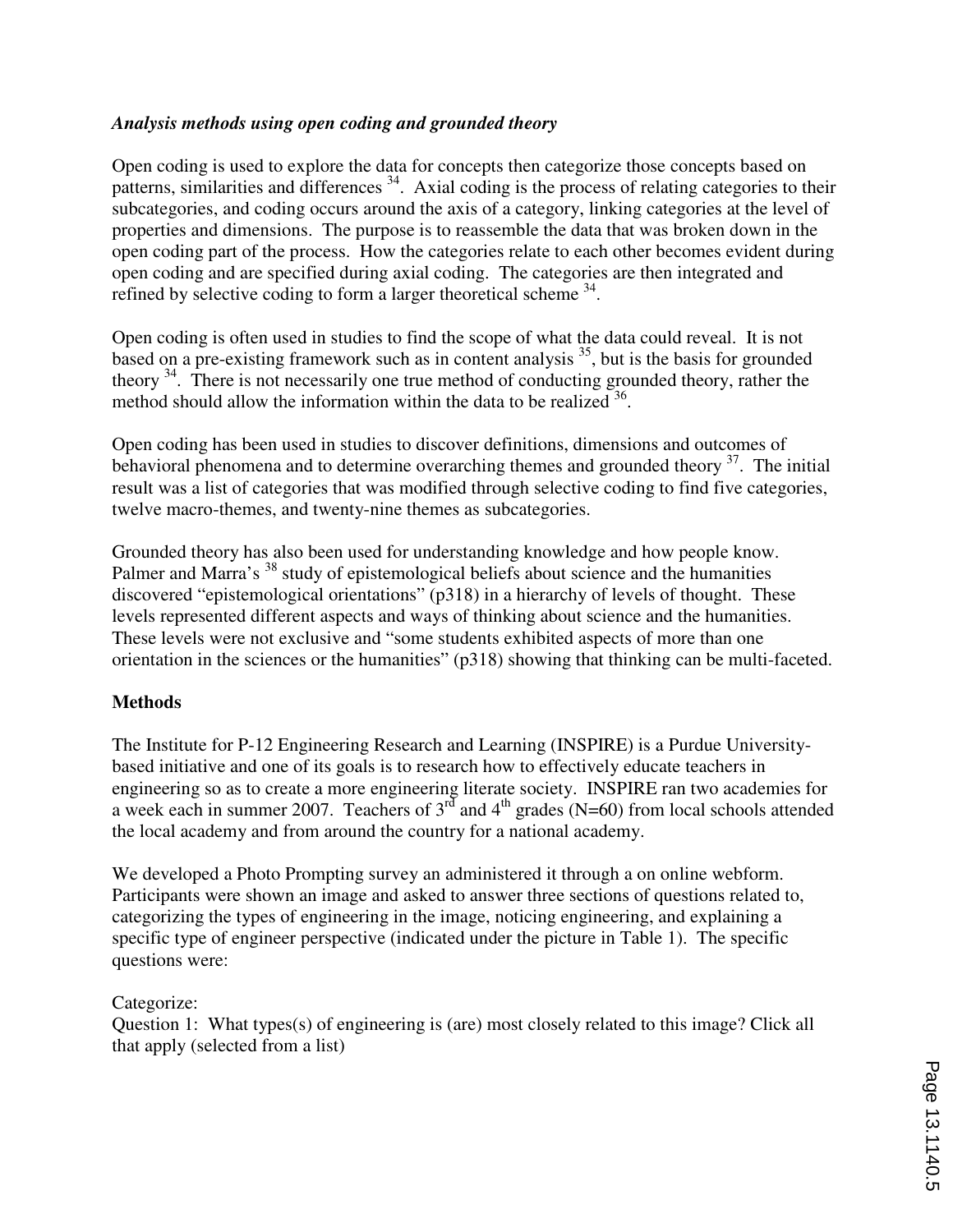### *Analysis methods using open coding and grounded theory*

Open coding is used to explore the data for concepts then categorize those concepts based on patterns, similarities and differences [34]. Axial coding is the process of relating categories to their subcategories, and coding occurs around the axis of a category, linking categories at the level of properties and dimensions. The purpose is to reassemble the data that was broken down in the open coding part of the process. How the categories relate to each other becomes evident during open coding and are specified during axial coding. The categories are then integrated and refined by selective coding to form a larger theoretical scheme [34].

Open coding is often used in studies to find the scope of what the data could reveal. It is not based on a pre-existing framework such as in content analysis [35], but is the basis for grounded theory [34]. There is not necessarily one true method of conducting grounded theory, rather the method should allow the information within the data to be realized [36].

Open coding has been used in studies to discover definitions, dimensions and outcomes of behavioral phenomena and to determine overarching themes and grounded theory [37]. The initial result was a list of categories that was modified through selective coding to find five categories, twelve macro-themes, and twenty-nine themes as subcategories.

Grounded theory has also been used for understanding knowledge and how people know. Palmer and Marra's [38] study of epistemological beliefs about science and the humanities discovered "epistemological orientations" (p318) in a hierarchy of levels of thought. These levels represented different aspects and ways of thinking about science and the humanities. These levels were not exclusive and "some students exhibited aspects of more than one orientation in the sciences or the humanities" (p318) showing that thinking can be multi-faceted.

## Methods

The Institute for P-12 Engineering Research and Learning (INSPIRE) is a Purdue University-based initiative and one of its goals is to research how to effectively educate teachers in engineering so as to create a more engineering literate society. INSPIRE ran two academies for a week each in summer 2007. Teachers of 3rd and 4th grades (N=60) from local schools attended the local academy and from around the country for a national academy.

We developed a Photo Prompting survey an administered it through a on online webform. Participants were shown an image and asked to answer three sections of questions related to, categorizing the types of engineering in the image, noticing engineering, and explaining a specific type of engineer perspective (indicated under the picture in Table 1). The specific questions were:

Categorize:
Question 1: What types(s) of engineering is (are) most closely related to this image? Click all that apply (selected from a list)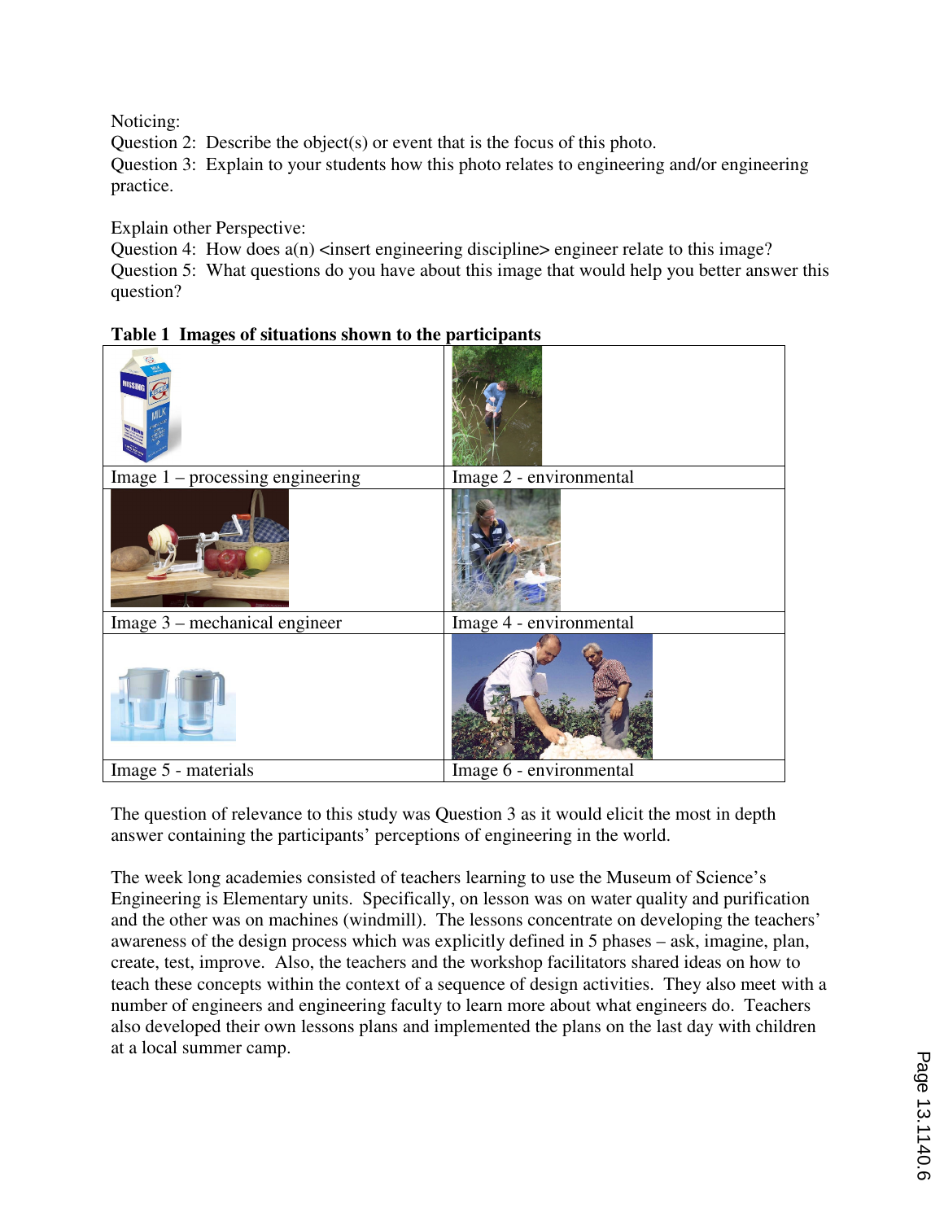Noticing:
Question 2: Describe the object(s) or event that is the focus of this photo.
Question 3: Explain to your students how this photo relates to engineering and/or engineering practice.

Explain other Perspective:
Question 4: How does a(n) <insert engineering discipline> engineer relate to this image?
Question 5: What questions do you have about this image that would help you better answer this question?

**Table 1 Images of situations shown to the participants**

| | |
|---|---|
| Image 1 – processing engineering | Image 2 - environmental |
| Image 3 – mechanical engineer | Image 4 - environmental |
| Image 5 - materials | Image 6 - environmental |

The question of relevance to this study was Question 3 as it would elicit the most in depth answer containing the participants' perceptions of engineering in the world.

The week long academies consisted of teachers learning to use the Museum of Science's Engineering is Elementary units. Specifically, on lesson was on water quality and purification and the other was on machines (windmill). The lessons concentrate on developing the teachers' awareness of the design process which was explicitly defined in 5 phases – ask, imagine, plan, create, test, improve. Also, the teachers and the workshop facilitators shared ideas on how to teach these concepts within the context of a sequence of design activities. They also meet with a number of engineers and engineering faculty to learn more about what engineers do. Teachers also developed their own lessons plans and implemented the plans on the last day with children at a local summer camp.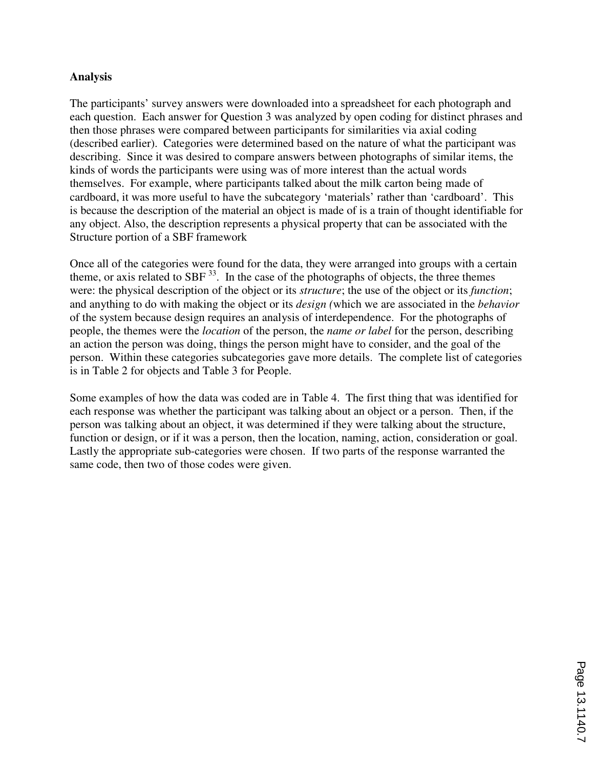## Analysis

The participants' survey answers were downloaded into a spreadsheet for each photograph and each question. Each answer for Question 3 was analyzed by open coding for distinct phrases and then those phrases were compared between participants for similarities via axial coding (described earlier). Categories were determined based on the nature of what the participant was describing. Since it was desired to compare answers between photographs of similar items, the kinds of words the participants were using was of more interest than the actual words themselves. For example, where participants talked about the milk carton being made of cardboard, it was more useful to have the subcategory 'materials' rather than 'cardboard'. This is because the description of the material an object is made of is a train of thought identifiable for any object. Also, the description represents a physical property that can be associated with the Structure portion of a SBF framework

Once all of the categories were found for the data, they were arranged into groups with a certain theme, or axis related to SBF [33]. In the case of the photographs of objects, the three themes were: the physical description of the object or its *structure*; the use of the object or its *function*; and anything to do with making the object or its *design (*which we are associated in the *behavior* of the system because design requires an analysis of interdependence. For the photographs of people, the themes were the *location* of the person, the *name or label* for the person, describing an action the person was doing, things the person might have to consider, and the goal of the person. Within these categories subcategories gave more details. The complete list of categories is in Table 2 for objects and Table 3 for People.

Some examples of how the data was coded are in Table 4. The first thing that was identified for each response was whether the participant was talking about an object or a person. Then, if the person was talking about an object, it was determined if they were talking about the structure, function or design, or if it was a person, then the location, naming, action, consideration or goal. Lastly the appropriate sub-categories were chosen. If two parts of the response warranted the same code, then two of those codes were given.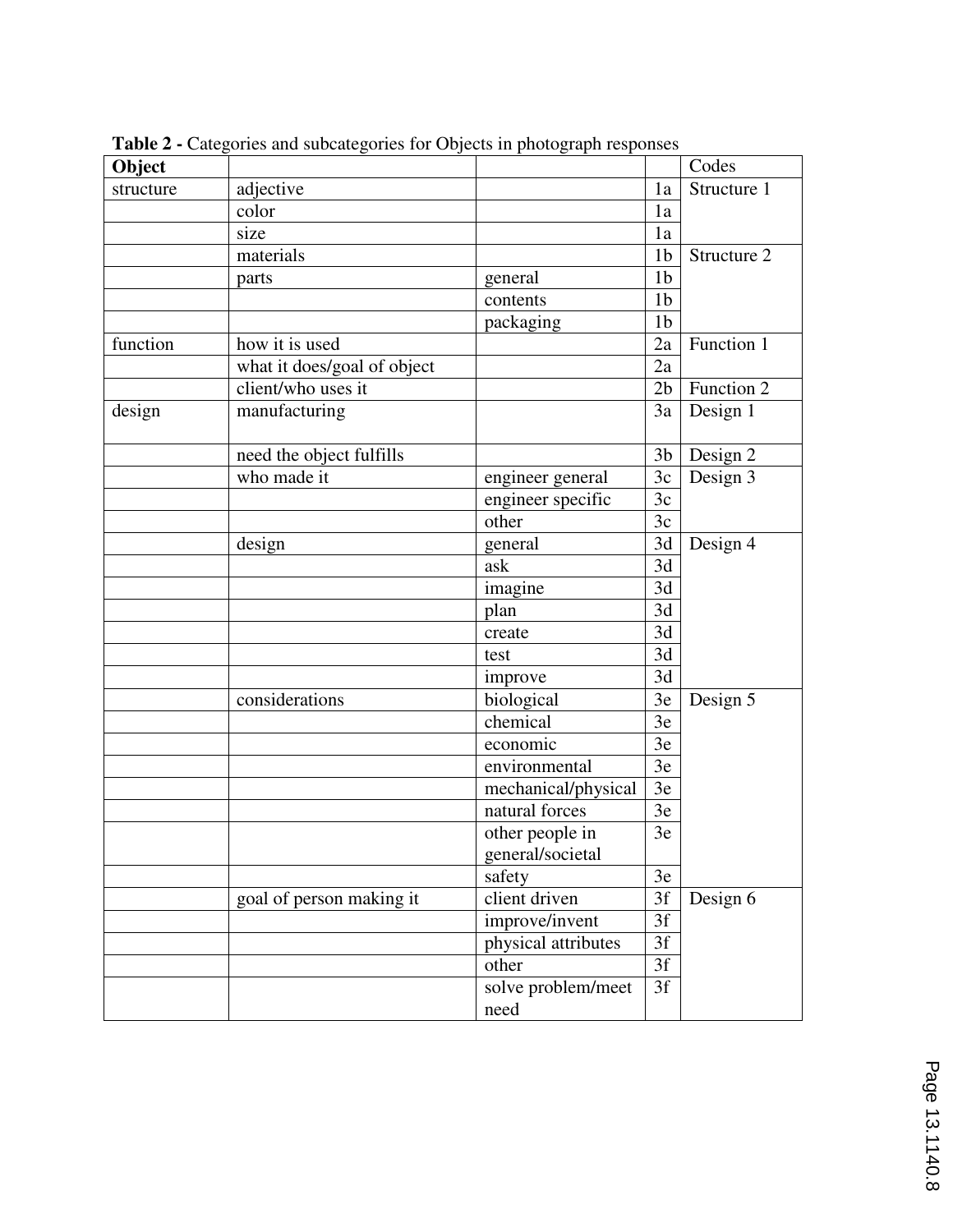**Table 2 -** Categories and subcategories for Objects in photograph responses

| **Object** | | | | Codes |
|---|---|---|---|---|
| structure | adjective | | 1a | Structure 1 |
| | color | | 1a | |
| | size | | 1a | |
| | materials | | 1b | Structure 2 |
| | parts | general | 1b | |
| | | contents | 1b | |
| | | packaging | 1b | |
| function | how it is used | | 2a | Function 1 |
| | what it does/goal of object | | 2a | |
| | client/who uses it | | 2b | Function 2 |
| design | manufacturing | | 3a | Design 1 |
| | need the object fulfills | | 3b | Design 2 |
| | who made it | engineer general | 3c | Design 3 |
| | | engineer specific | 3c | |
| | | other | 3c | |
| | design | general | 3d | Design 4 |
| | | ask | 3d | |
| | | imagine | 3d | |
| | | plan | 3d | |
| | | create | 3d | |
| | | test | 3d | |
| | | improve | 3d | |
| | considerations | biological | 3e | Design 5 |
| | | chemical | 3e | |
| | | economic | 3e | |
| | | environmental | 3e | |
| | | mechanical/physical | 3e | |
| | | natural forces | 3e | |
| | | other people in general/societal | 3e | |
| | | safety | 3e | |
| | goal of person making it | client driven | 3f | Design 6 |
| | | improve/invent | 3f | |
| | | physical attributes | 3f | |
| | | other | 3f | |
| | | solve problem/meet need | 3f | |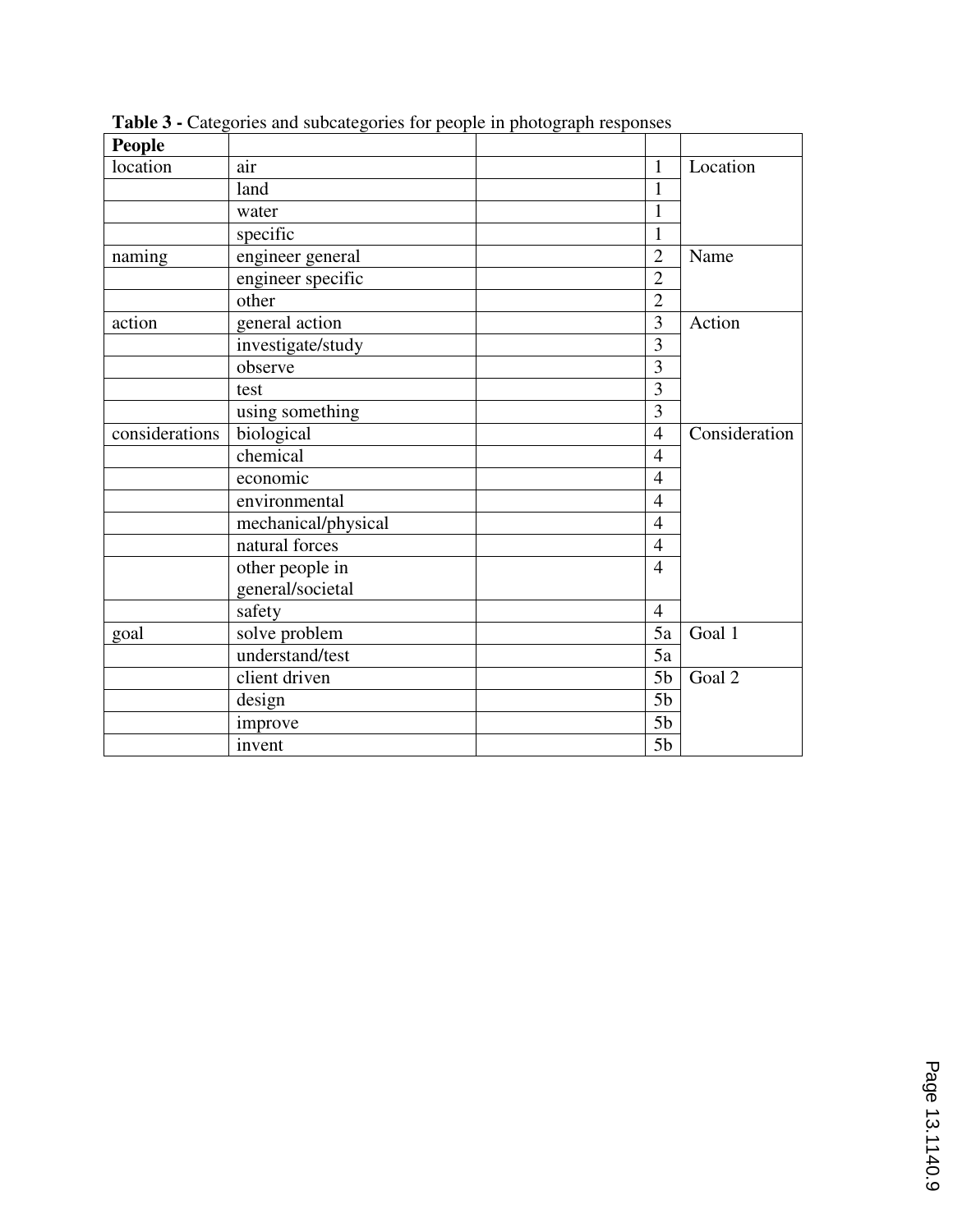**Table 3 -** Categories and subcategories for people in photograph responses

| **People** | | | | |
|---|---|---|---|---|
| location | air | | 1 | Location |
| | land | | 1 | |
| | water | | 1 | |
| | specific | | 1 | |
| naming | engineer general | | 2 | Name |
| | engineer specific | | 2 | |
| | other | | 2 | |
| action | general action | | 3 | Action |
| | investigate/study | | 3 | |
| | observe | | 3 | |
| | test | | 3 | |
| | using something | | 3 | |
| considerations | biological | | 4 | Consideration |
| | chemical | | 4 | |
| | economic | | 4 | |
| | environmental | | 4 | |
| | mechanical/physical | | 4 | |
| | natural forces | | 4 | |
| | other people in general/societal | | 4 | |
| | safety | | 4 | |
| goal | solve problem | | 5a | Goal 1 |
| | understand/test | | 5a | |
| | client driven | | 5b | Goal 2 |
| | design | | 5b | |
| | improve | | 5b | |
| | invent | | 5b | |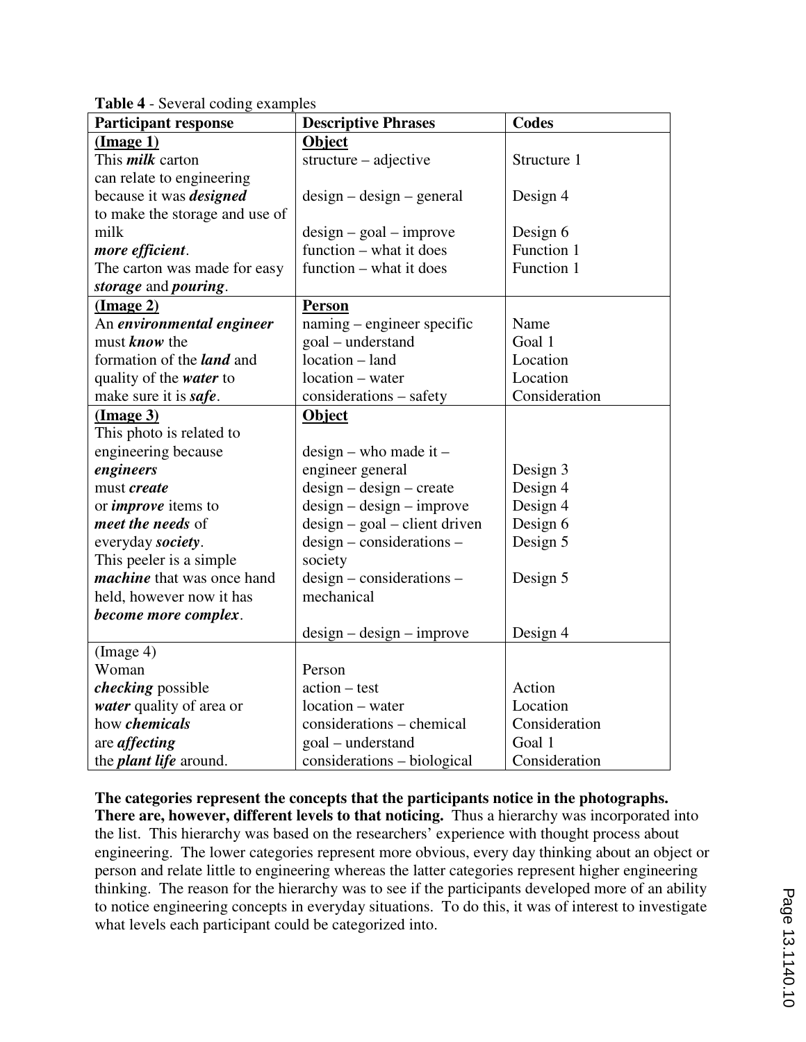**Table 4** - Several coding examples

| Participant response | Descriptive Phrases | Codes |
|---|---|---|
| **<u>(Image 1)</u>** | **<u>Object</u>** | |
| This ***milk*** carton | structure – adjective | Structure 1 |
| can relate to engineering | | |
| because it was ***designed*** | design – design – general | Design 4 |
| to make the storage and use of | | |
| milk | design – goal – improve | Design 6 |
| ***more efficient***. | function – what it does | Function 1 |
| The carton was made for easy | function – what it does | Function 1 |
| ***storage*** and ***pouring***. | | |
| **<u>(Image 2)</u>** | **<u>Person</u>** | |
| An ***environmental engineer*** | naming – engineer specific | Name |
| must ***know*** the | goal – understand | Goal 1 |
| formation of the ***land*** and | location – land | Location |
| quality of the ***water*** to | location – water | Location |
| make sure it is ***safe***. | considerations – safety | Consideration |
| **<u>(Image 3)</u>** | **<u>Object</u>** | |
| This photo is related to | | |
| engineering because | design – who made it – | |
| ***engineers*** | engineer general | Design 3 |
| must ***create*** | design – design – create | Design 4 |
| or ***improve*** items to | design – design – improve | Design 4 |
| ***meet the needs*** of | design – goal – client driven | Design 6 |
| everyday ***society***. | design – considerations – | Design 5 |
| This peeler is a simple | society | |
| ***machine*** that was once hand | design – considerations – | Design 5 |
| held, however now it has | mechanical | |
| ***become more complex***. | | |
| | design – design – improve | Design 4 |
| (Image 4) | | |
| Woman | Person | |
| ***checking*** possible | action – test | Action |
| ***water*** quality of area or | location – water | Location |
| how ***chemicals*** | considerations – chemical | Consideration |
| are ***affecting*** | goal – understand | Goal 1 |
| the ***plant life*** around. | considerations – biological | Consideration |

**The categories represent the concepts that the participants notice in the photographs. There are, however, different levels to that noticing.** Thus a hierarchy was incorporated into the list. This hierarchy was based on the researchers' experience with thought process about engineering. The lower categories represent more obvious, every day thinking about an object or person and relate little to engineering whereas the latter categories represent higher engineering thinking. The reason for the hierarchy was to see if the participants developed more of an ability to notice engineering concepts in everyday situations. To do this, it was of interest to investigate what levels each participant could be categorized into.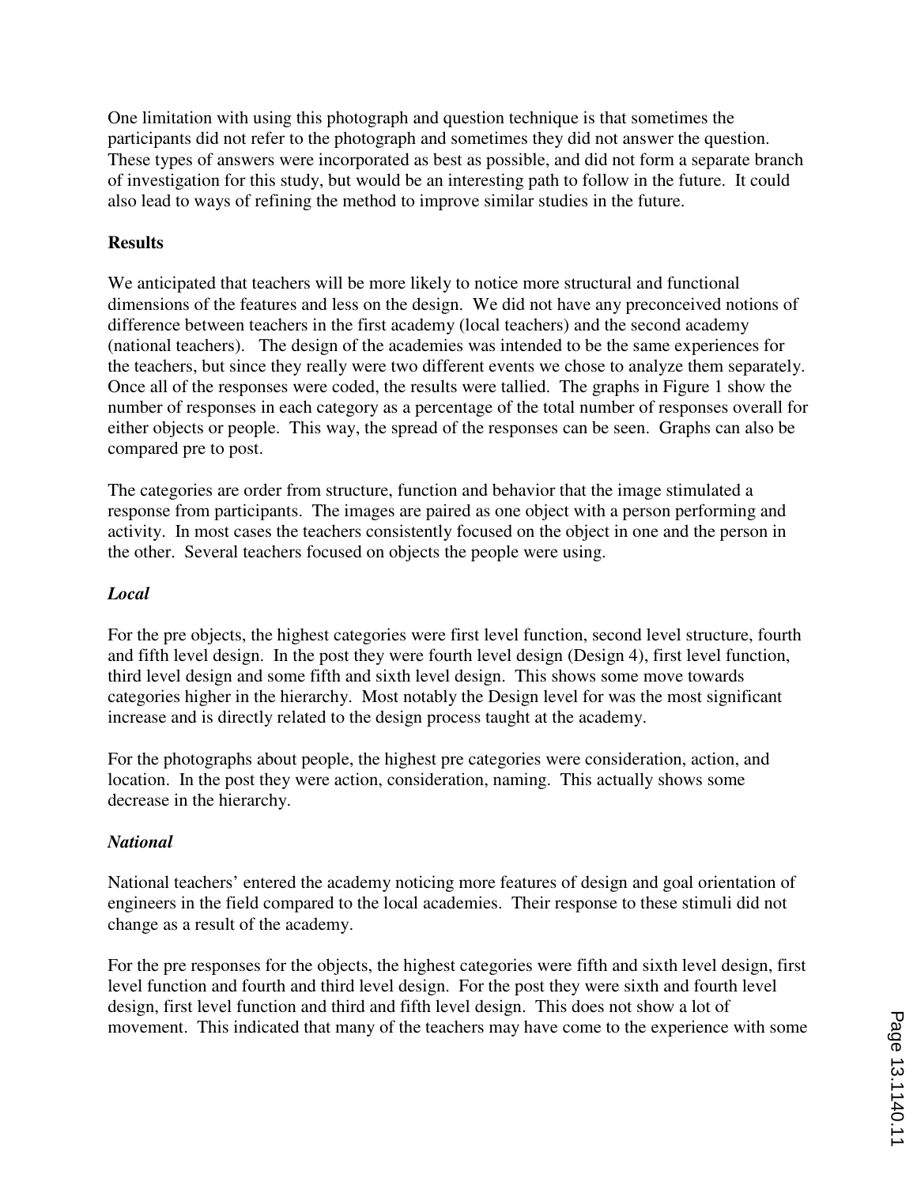One limitation with using this photograph and question technique is that sometimes the participants did not refer to the photograph and sometimes they did not answer the question. These types of answers were incorporated as best as possible, and did not form a separate branch of investigation for this study, but would be an interesting path to follow in the future. It could also lead to ways of refining the method to improve similar studies in the future.

**Results**

We anticipated that teachers will be more likely to notice more structural and functional dimensions of the features and less on the design. We did not have any preconceived notions of difference between teachers in the first academy (local teachers) and the second academy (national teachers). The design of the academies was intended to be the same experiences for the teachers, but since they really were two different events we chose to analyze them separately. Once all of the responses were coded, the results were tallied. The graphs in Figure 1 show the number of responses in each category as a percentage of the total number of responses overall for either objects or people. This way, the spread of the responses can be seen. Graphs can also be compared pre to post.

The categories are order from structure, function and behavior that the image stimulated a response from participants. The images are paired as one object with a person performing and activity. In most cases the teachers consistently focused on the object in one and the person in the other. Several teachers focused on objects the people were using.

***Local***

For the pre objects, the highest categories were first level function, second level structure, fourth and fifth level design. In the post they were fourth level design (Design 4), first level function, third level design and some fifth and sixth level design. This shows some move towards categories higher in the hierarchy. Most notably the Design level for was the most significant increase and is directly related to the design process taught at the academy.

For the photographs about people, the highest pre categories were consideration, action, and location. In the post they were action, consideration, naming. This actually shows some decrease in the hierarchy.

***National***

National teachers' entered the academy noticing more features of design and goal orientation of engineers in the field compared to the local academies. Their response to these stimuli did not change as a result of the academy.

For the pre responses for the objects, the highest categories were fifth and sixth level design, first level function and fourth and third level design. For the post they were sixth and fourth level design, first level function and third and fifth level design. This does not show a lot of movement. This indicated that many of the teachers may have come to the experience with some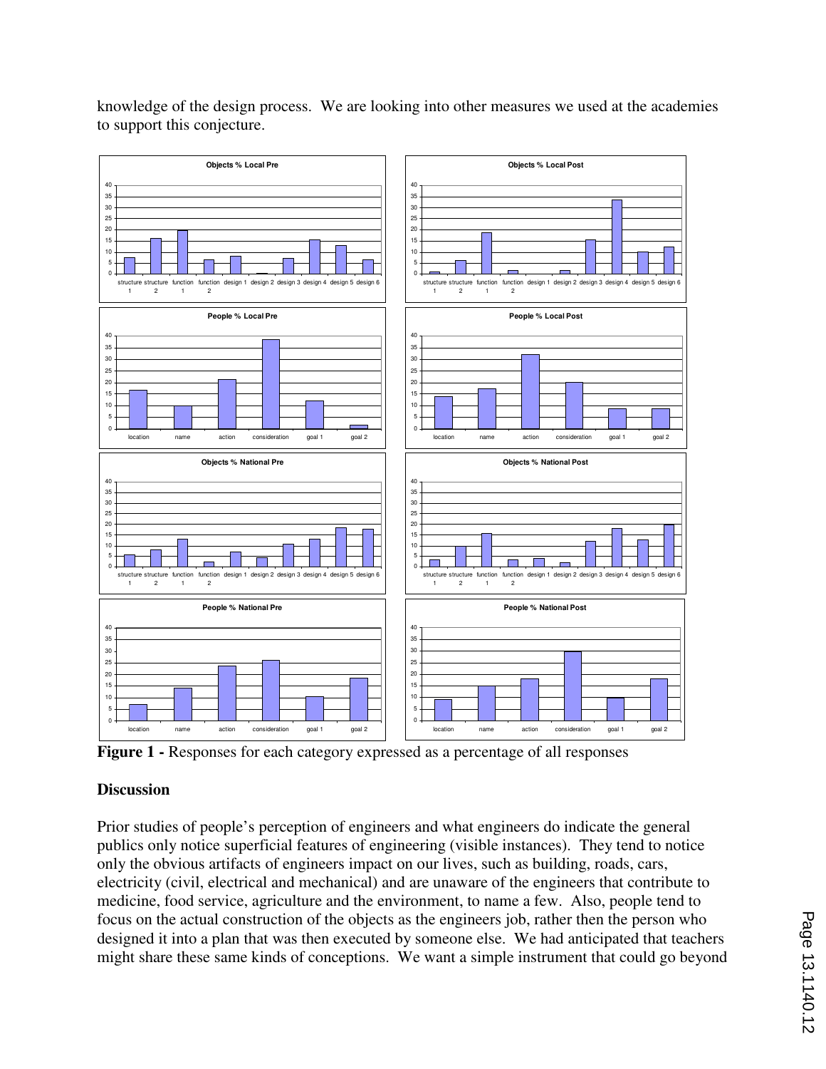knowledge of the design process. We are looking into other measures we used at the academies to support this conjecture.

**Figure 1 -** Responses for each category expressed as a percentage of all responses

## Discussion

Prior studies of people's perception of engineers and what engineers do indicate the general publics only notice superficial features of engineering (visible instances). They tend to notice only the obvious artifacts of engineers impact on our lives, such as building, roads, cars, electricity (civil, electrical and mechanical) and are unaware of the engineers that contribute to medicine, food service, agriculture and the environment, to name a few. Also, people tend to focus on the actual construction of the objects as the engineers job, rather then the person who designed it into a plan that was then executed by someone else. We had anticipated that teachers might share these same kinds of conceptions. We want a simple instrument that could go beyond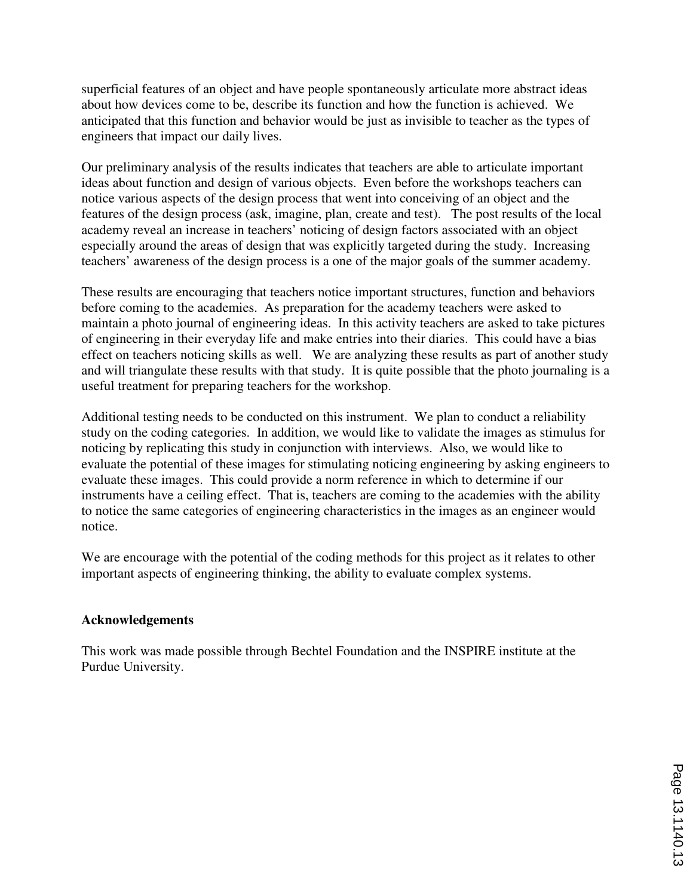superficial features of an object and have people spontaneously articulate more abstract ideas about how devices come to be, describe its function and how the function is achieved. We anticipated that this function and behavior would be just as invisible to teacher as the types of engineers that impact our daily lives.

Our preliminary analysis of the results indicates that teachers are able to articulate important ideas about function and design of various objects. Even before the workshops teachers can notice various aspects of the design process that went into conceiving of an object and the features of the design process (ask, imagine, plan, create and test). The post results of the local academy reveal an increase in teachers' noticing of design factors associated with an object especially around the areas of design that was explicitly targeted during the study. Increasing teachers' awareness of the design process is a one of the major goals of the summer academy.

These results are encouraging that teachers notice important structures, function and behaviors before coming to the academies. As preparation for the academy teachers were asked to maintain a photo journal of engineering ideas. In this activity teachers are asked to take pictures of engineering in their everyday life and make entries into their diaries. This could have a bias effect on teachers noticing skills as well. We are analyzing these results as part of another study and will triangulate these results with that study. It is quite possible that the photo journaling is a useful treatment for preparing teachers for the workshop.

Additional testing needs to be conducted on this instrument. We plan to conduct a reliability study on the coding categories. In addition, we would like to validate the images as stimulus for noticing by replicating this study in conjunction with interviews. Also, we would like to evaluate the potential of these images for stimulating noticing engineering by asking engineers to evaluate these images. This could provide a norm reference in which to determine if our instruments have a ceiling effect. That is, teachers are coming to the academies with the ability to notice the same categories of engineering characteristics in the images as an engineer would notice.

We are encourage with the potential of the coding methods for this project as it relates to other important aspects of engineering thinking, the ability to evaluate complex systems.

## Acknowledgements

This work was made possible through Bechtel Foundation and the INSPIRE institute at the Purdue University.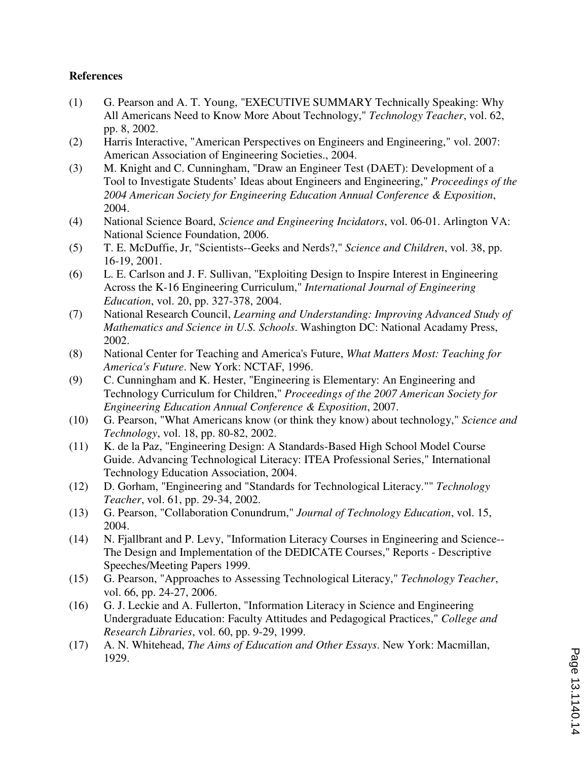**References**

(1) G. Pearson and A. T. Young, "EXECUTIVE SUMMARY Technically Speaking: Why All Americans Need to Know More About Technology," *Technology Teacher*, vol. 62, pp. 8, 2002.

(2) Harris Interactive, "American Perspectives on Engineers and Engineering," vol. 2007: American Association of Engineering Societies., 2004.

(3) M. Knight and C. Cunningham, "Draw an Engineer Test (DAET): Development of a Tool to Investigate Students' Ideas about Engineers and Engineering," *Proceedings of the 2004 American Society for Engineering Education Annual Conference & Exposition*, 2004.

(4) National Science Board, *Science and Engineering Incidators*, vol. 06-01. Arlington VA: National Science Foundation, 2006.

(5) T. E. McDuffie, Jr, "Scientists--Geeks and Nerds?," *Science and Children*, vol. 38, pp. 16-19, 2001.

(6) L. E. Carlson and J. F. Sullivan, "Exploiting Design to Inspire Interest in Engineering Across the K-16 Engineering Curriculum," *International Journal of Engineering Education*, vol. 20, pp. 327-378, 2004.

(7) National Research Council, *Learning and Understanding: Improving Advanced Study of Mathematics and Science in U.S. Schools*. Washington DC: National Acadamy Press, 2002.

(8) National Center for Teaching and America's Future, *What Matters Most: Teaching for America's Future*. New York: NCTAF, 1996.

(9) C. Cunningham and K. Hester, "Engineering is Elementary: An Engineering and Technology Curriculum for Children," *Proceedings of the 2007 American Society for Engineering Education Annual Conference & Exposition*, 2007.

(10) G. Pearson, "What Americans know (or think they know) about technology," *Science and Technology*, vol. 18, pp. 80-82, 2002.

(11) K. de la Paz, "Engineering Design: A Standards-Based High School Model Course Guide. Advancing Technological Literacy: ITEA Professional Series," International Technology Education Association, 2004.

(12) D. Gorham, "Engineering and "Standards for Technological Literacy."" *Technology Teacher*, vol. 61, pp. 29-34, 2002.

(13) G. Pearson, "Collaboration Conundrum," *Journal of Technology Education*, vol. 15, 2004.

(14) N. Fjallbrant and P. Levy, "Information Literacy Courses in Engineering and Science--The Design and Implementation of the DEDICATE Courses," Reports - Descriptive Speeches/Meeting Papers 1999.

(15) G. Pearson, "Approaches to Assessing Technological Literacy," *Technology Teacher*, vol. 66, pp. 24-27, 2006.

(16) G. J. Leckie and A. Fullerton, "Information Literacy in Science and Engineering Undergraduate Education: Faculty Attitudes and Pedagogical Practices," *College and Research Libraries*, vol. 60, pp. 9-29, 1999.

(17) A. N. Whitehead, *The Aims of Education and Other Essays*. New York: Macmillan, 1929.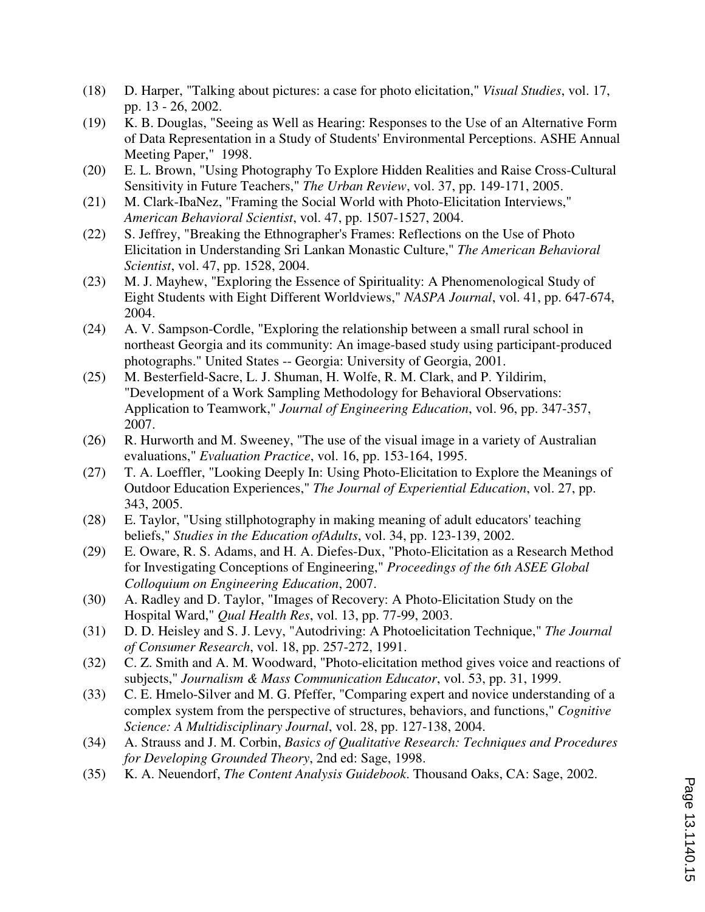(18) D. Harper, "Talking about pictures: a case for photo elicitation," *Visual Studies*, vol. 17, pp. 13 - 26, 2002.

(19) K. B. Douglas, "Seeing as Well as Hearing: Responses to the Use of an Alternative Form of Data Representation in a Study of Students' Environmental Perceptions. ASHE Annual Meeting Paper," 1998.

(20) E. L. Brown, "Using Photography To Explore Hidden Realities and Raise Cross-Cultural Sensitivity in Future Teachers," *The Urban Review*, vol. 37, pp. 149-171, 2005.

(21) M. Clark-IbaNez, "Framing the Social World with Photo-Elicitation Interviews," *American Behavioral Scientist*, vol. 47, pp. 1507-1527, 2004.

(22) S. Jeffrey, "Breaking the Ethnographer's Frames: Reflections on the Use of Photo Elicitation in Understanding Sri Lankan Monastic Culture," *The American Behavioral Scientist*, vol. 47, pp. 1528, 2004.

(23) M. J. Mayhew, "Exploring the Essence of Spirituality: A Phenomenological Study of Eight Students with Eight Different Worldviews," *NASPA Journal*, vol. 41, pp. 647-674, 2004.

(24) A. V. Sampson-Cordle, "Exploring the relationship between a small rural school in northeast Georgia and its community: An image-based study using participant-produced photographs." United States -- Georgia: University of Georgia, 2001.

(25) M. Besterfield-Sacre, L. J. Shuman, H. Wolfe, R. M. Clark, and P. Yildirim, "Development of a Work Sampling Methodology for Behavioral Observations: Application to Teamwork," *Journal of Engineering Education*, vol. 96, pp. 347-357, 2007.

(26) R. Hurworth and M. Sweeney, "The use of the visual image in a variety of Australian evaluations," *Evaluation Practice*, vol. 16, pp. 153-164, 1995.

(27) T. A. Loeffler, "Looking Deeply In: Using Photo-Elicitation to Explore the Meanings of Outdoor Education Experiences," *The Journal of Experiential Education*, vol. 27, pp. 343, 2005.

(28) E. Taylor, "Using stillphotography in making meaning of adult educators' teaching beliefs," *Studies in the Education ofAdults*, vol. 34, pp. 123-139, 2002.

(29) E. Oware, R. S. Adams, and H. A. Diefes-Dux, "Photo-Elicitation as a Research Method for Investigating Conceptions of Engineering," *Proceedings of the 6th ASEE Global Colloquium on Engineering Education*, 2007.

(30) A. Radley and D. Taylor, "Images of Recovery: A Photo-Elicitation Study on the Hospital Ward," *Qual Health Res*, vol. 13, pp. 77-99, 2003.

(31) D. D. Heisley and S. J. Levy, "Autodriving: A Photoelicitation Technique," *The Journal of Consumer Research*, vol. 18, pp. 257-272, 1991.

(32) C. Z. Smith and A. M. Woodward, "Photo-elicitation method gives voice and reactions of subjects," *Journalism & Mass Communication Educator*, vol. 53, pp. 31, 1999.

(33) C. E. Hmelo-Silver and M. G. Pfeffer, "Comparing expert and novice understanding of a complex system from the perspective of structures, behaviors, and functions," *Cognitive Science: A Multidisciplinary Journal*, vol. 28, pp. 127-138, 2004.

(34) A. Strauss and J. M. Corbin, *Basics of Qualitative Research: Techniques and Procedures for Developing Grounded Theory*, 2nd ed: Sage, 1998.

(35) K. A. Neuendorf, *The Content Analysis Guidebook*. Thousand Oaks, CA: Sage, 2002.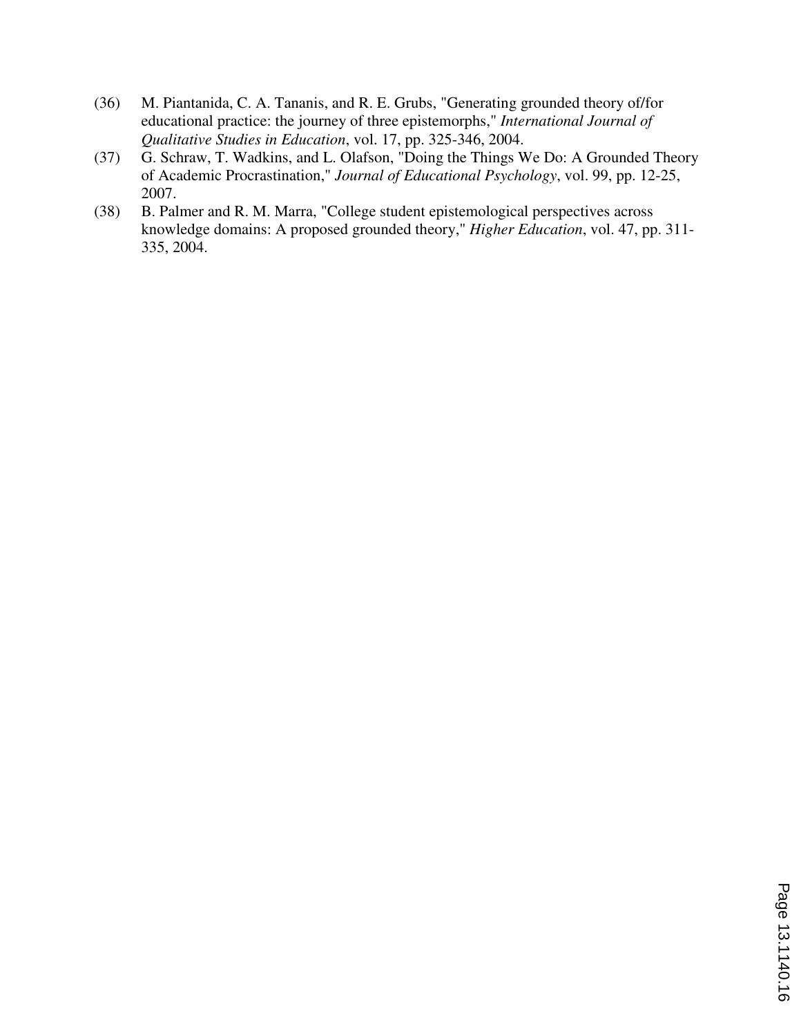(36) M. Piantanida, C. A. Tananis, and R. E. Grubs, "Generating grounded theory of/for educational practice: the journey of three epistemorphs," *International Journal of Qualitative Studies in Education*, vol. 17, pp. 325-346, 2004.

(37) G. Schraw, T. Wadkins, and L. Olafson, "Doing the Things We Do: A Grounded Theory of Academic Procrastination," *Journal of Educational Psychology*, vol. 99, pp. 12-25, 2007.

(38) B. Palmer and R. M. Marra, "College student epistemological perspectives across knowledge domains: A proposed grounded theory," *Higher Education*, vol. 47, pp. 311-335, 2004.